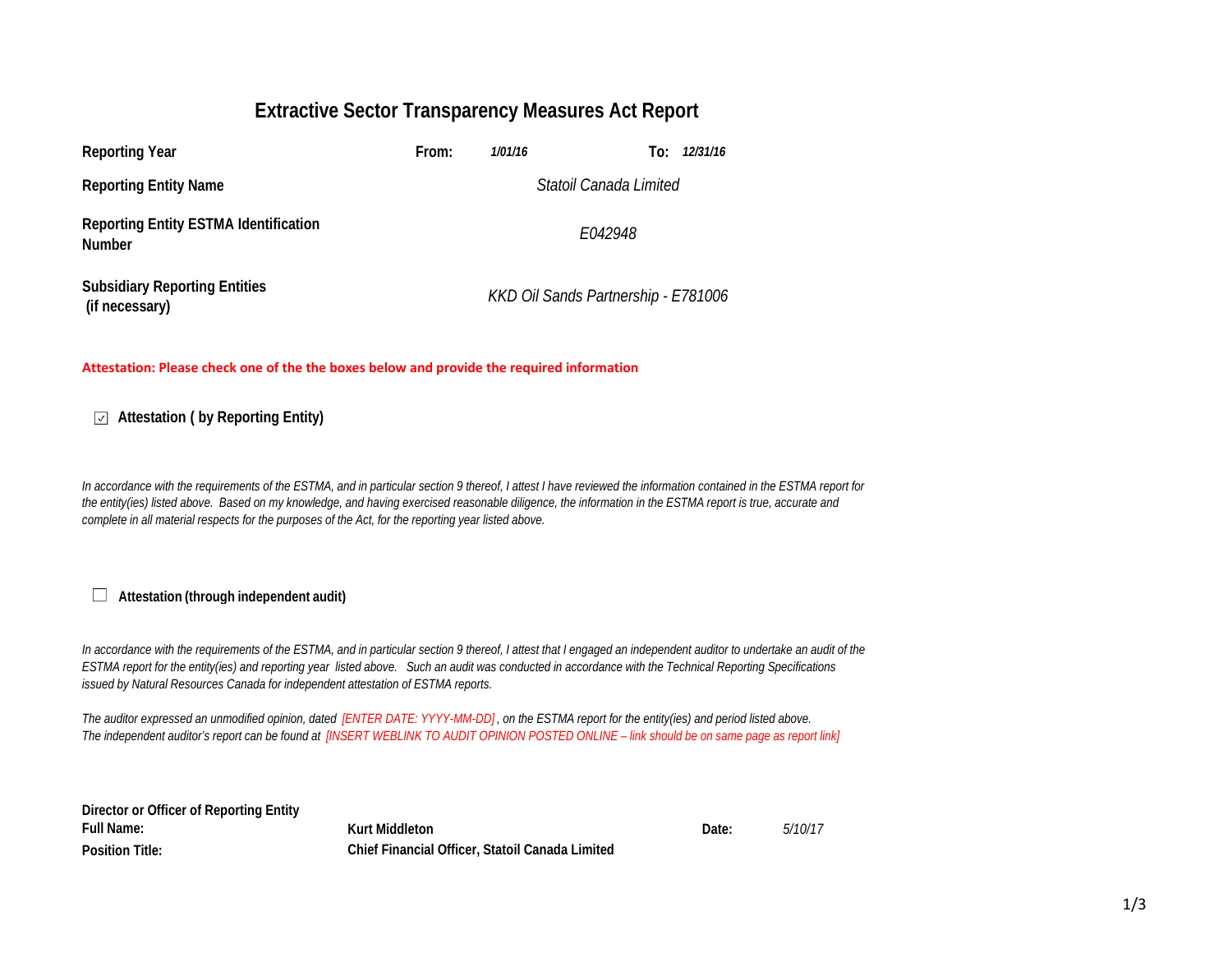# Extractive Sector Transparency Measures Act Report

| | | |
|---|---|---|
| **Reporting Year** | **From:** *1/01/16* | **To:** *12/31/16* |
| **Reporting Entity Name** | *Statoil Canada Limited* | |
| **Reporting Entity ESTMA Identification Number** | *E042948* | |
| **Subsidiary Reporting Entities (if necessary)** | *KKD Oil Sands Partnership - E781006* | |

**Attestation: Please check one of the the boxes below and provide the required information**

☑ **Attestation ( by Reporting Entity)**

*In accordance with the requirements of the ESTMA, and in particular section 9 thereof, I attest I have reviewed the information contained in the ESTMA report for the entity(ies) listed above. Based on my knowledge, and having exercised reasonable diligence, the information in the ESTMA report is true, accurate and complete in all material respects for the purposes of the Act, for the reporting year listed above.*

☐ **Attestation (through independent audit)**

*In accordance with the requirements of the ESTMA, and in particular section 9 thereof, I attest that I engaged an independent auditor to undertake an audit of the ESTMA report for the entity(ies) and reporting year listed above. Such an audit was conducted in accordance with the Technical Reporting Specifications issued by Natural Resources Canada for independent attestation of ESTMA reports.*

*The auditor expressed an unmodified opinion, dated [ENTER DATE: YYYY-MM-DD], on the ESTMA report for the entity(ies) and period listed above. The independent auditor's report can be found at [INSERT WEBLINK TO AUDIT OPINION POSTED ONLINE – link should be on same page as report link]*

**Director or Officer of Reporting Entity**

| | | | |
|---|---|---|---|
| **Full Name:** | **Kurt Middleton** | **Date:** | *5/10/17* |
| **Position Title:** | **Chief Financial Officer, Statoil Canada Limited** | | |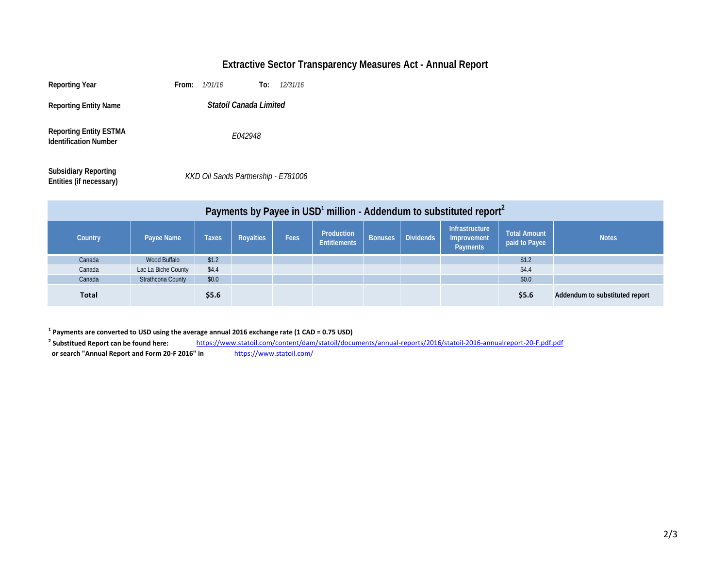# Extractive Sector Transparency Measures Act - Annual Report

**Reporting Year** **From:** *1/01/16* **To:** *12/31/16*

**Reporting Entity Name** ***Statoil Canada Limited***

**Reporting Entity ESTMA Identification Number** *E042948*

**Subsidiary Reporting Entities (if necessary)** *KKD Oil Sands Partnership - E781006*

## Payments by Payee in USD[1] million - Addendum to substituted report[2]

| Country | Payee Name | Taxes | Royalties | Fees | Production Entitlements | Bonuses | Dividends | Infrastructure Improvement Payments | Total Amount paid to Payee | Notes |
|---|---|---|---|---|---|---|---|---|---|---|
| Canada | Wood Buffalo | $1.2 | | | | | | | $1.2 | |
| Canada | Lac La Biche County | $4.4 | | | | | | | $4.4 | |
| Canada | Strathcona County | $0.0 | | | | | | | $0.0 | |
| **Total** | | **$5.6** | | | | | | | **$5.6** | **Addendum to substituted report** |

[1] **Payments are converted to USD using the average annual 2016 exchange rate (1 CAD = 0.75 USD)**

[2] **Substitued Report can be found here:** https://www.statoil.com/content/dam/statoil/documents/annual-reports/2016/statoil-2016-annualreport-20-F.pdf.pdf

**or search "Annual Report and Form 20-F 2016" in** https://www.statoil.com/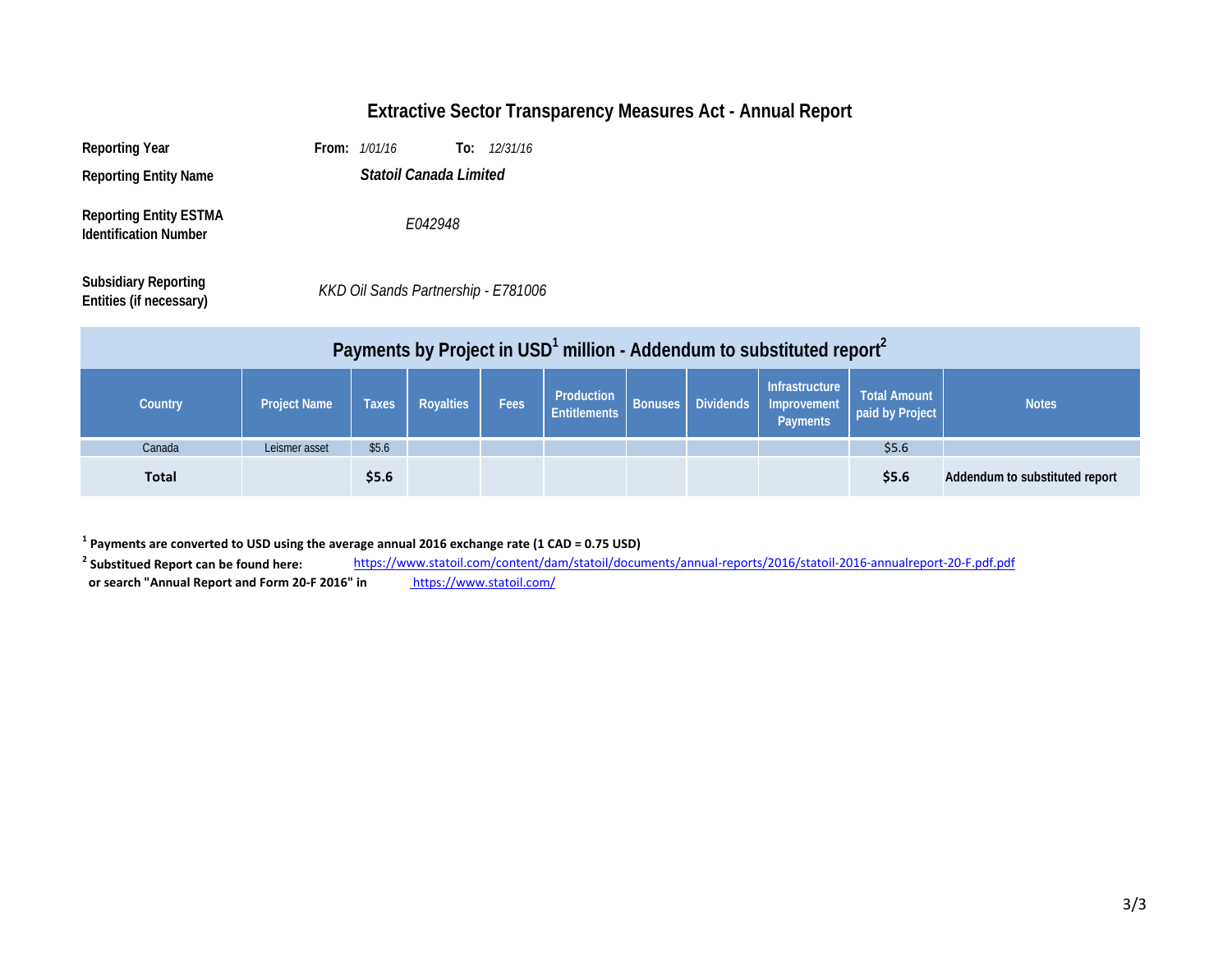# Extractive Sector Transparency Measures Act - Annual Report

**Reporting Year** **From:** *1/01/16* **To:** *12/31/16*

**Reporting Entity Name** ***Statoil Canada Limited***

**Reporting Entity ESTMA Identification Number** *E042948*

**Subsidiary Reporting Entities (if necessary)** *KKD Oil Sands Partnership - E781006*

## Payments by Project in USD[1] million - Addendum to substituted report[2]

| Country | Project Name | Taxes | Royalties | Fees | Production Entitlements | Bonuses | Dividends | Infrastructure Improvement Payments | Total Amount paid by Project | Notes |
|---|---|---|---|---|---|---|---|---|---|---|
| Canada | Leismer asset | $5.6 | | | | | | | $5.6 | |
| **Total** | | **$5.6** | | | | | | | **$5.6** | **Addendum to substituted report** |

[1] **Payments are converted to USD using the average annual 2016 exchange rate (1 CAD = 0.75 USD)**

[2] **Substitued Report can be found here:** https://www.statoil.com/content/dam/statoil/documents/annual-reports/2016/statoil-2016-annualreport-20-F.pdf.pdf

**or search "Annual Report and Form 20-F 2016" in** https://www.statoil.com/